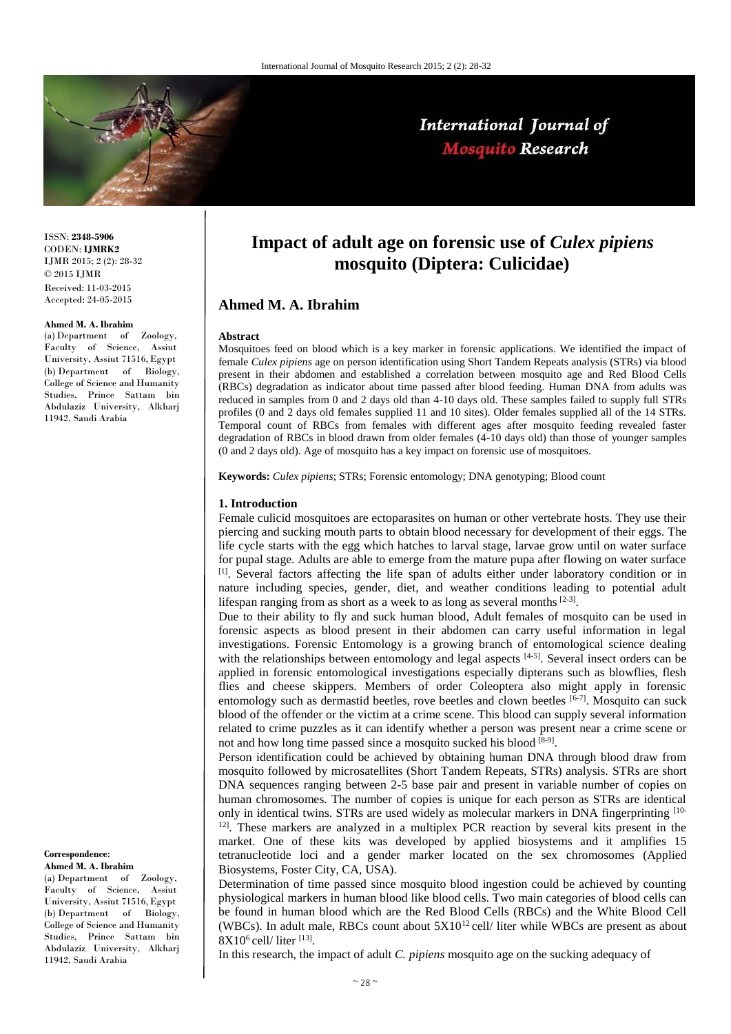ISSN: **2348-5906**
CODEN: **IJMRK2**
IJMR 2015; 2 (2): 28-32
© 2015 IJMR
Received: 11-03-2015
Accepted: 24-05-2015

**Ahmed M. A. Ibrahim**
(a) Department of Zoology, Faculty of Science, Assiut University, Assiut 71516, Egypt
(b) Department of Biology, College of Science and Humanity Studies, Prince Sattam bin Abdulaziz University, Alkharj 11942, Saudi Arabia

**Correspondence**:
**Ahmed M. A. Ibrahim**
(a) Department of Zoology, Faculty of Science, Assiut University, Assiut 71516, Egypt
(b) Department of Biology, College of Science and Humanity Studies, Prince Sattam bin Abdulaziz University, Alkharj 11942, Saudi Arabia

# Impact of adult age on forensic use of *Culex pipiens* mosquito (Diptera: Culicidae)

## Ahmed M. A. Ibrahim

### Abstract

Mosquitoes feed on blood which is a key marker in forensic applications. We identified the impact of female *Culex pipiens* age on person identification using Short Tandem Repeats analysis (STRs) via blood present in their abdomen and established a correlation between mosquito age and Red Blood Cells (RBCs) degradation as indicator about time passed after blood feeding. Human DNA from adults was reduced in samples from 0 and 2 days old than 4-10 days old. These samples failed to supply full STRs profiles (0 and 2 days old females supplied 11 and 10 sites). Older females supplied all of the 14 STRs. Temporal count of RBCs from females with different ages after mosquito feeding revealed faster degradation of RBCs in blood drawn from older females (4-10 days old) than those of younger samples (0 and 2 days old). Age of mosquito has a key impact on forensic use of mosquitoes.

**Keywords:** *Culex pipiens*; STRs; Forensic entomology; DNA genotyping; Blood count

### 1. Introduction

Female culicid mosquitoes are ectoparasites on human or other vertebrate hosts. They use their piercing and sucking mouth parts to obtain blood necessary for development of their eggs. The life cycle starts with the egg which hatches to larval stage, larvae grow until on water surface for pupal stage. Adults are able to emerge from the mature pupa after flowing on water surface [1]. Several factors affecting the life span of adults either under laboratory condition or in nature including species, gender, diet, and weather conditions leading to potential adult lifespan ranging from as short as a week to as long as several months [2-3].

Due to their ability to fly and suck human blood, Adult females of mosquito can be used in forensic aspects as blood present in their abdomen can carry useful information in legal investigations. Forensic Entomology is a growing branch of entomological science dealing with the relationships between entomology and legal aspects [4-5]. Several insect orders can be applied in forensic entomological investigations especially dipterans such as blowflies, flesh flies and cheese skippers. Members of order Coleoptera also might apply in forensic entomology such as dermastid beetles, rove beetles and clown beetles [6-7]. Mosquito can suck blood of the offender or the victim at a crime scene. This blood can supply several information related to crime puzzles as it can identify whether a person was present near a crime scene or not and how long time passed since a mosquito sucked his blood [8-9].

Person identification could be achieved by obtaining human DNA through blood draw from mosquito followed by microsatellites (Short Tandem Repeats, STRs) analysis. STRs are short DNA sequences ranging between 2-5 base pair and present in variable number of copies on human chromosomes. The number of copies is unique for each person as STRs are identical only in identical twins. STRs are used widely as molecular markers in DNA fingerprinting [10-12]. These markers are analyzed in a multiplex PCR reaction by several kits present in the market. One of these kits was developed by applied biosystems and it amplifies 15 tetranucleotide loci and a gender marker located on the sex chromosomes (Applied Biosystems, Foster City, CA, USA).

Determination of time passed since mosquito blood ingestion could be achieved by counting physiological markers in human blood like blood cells. Two main categories of blood cells can be found in human blood which are the Red Blood Cells (RBCs) and the White Blood Cell (WBCs). In adult male, RBCs count about $5X10^{12}$ cell/ liter while WBCs are present as about $8X10^{6}$ cell/ liter [13].

In this research, the impact of adult *C. pipiens* mosquito age on the sucking adequacy of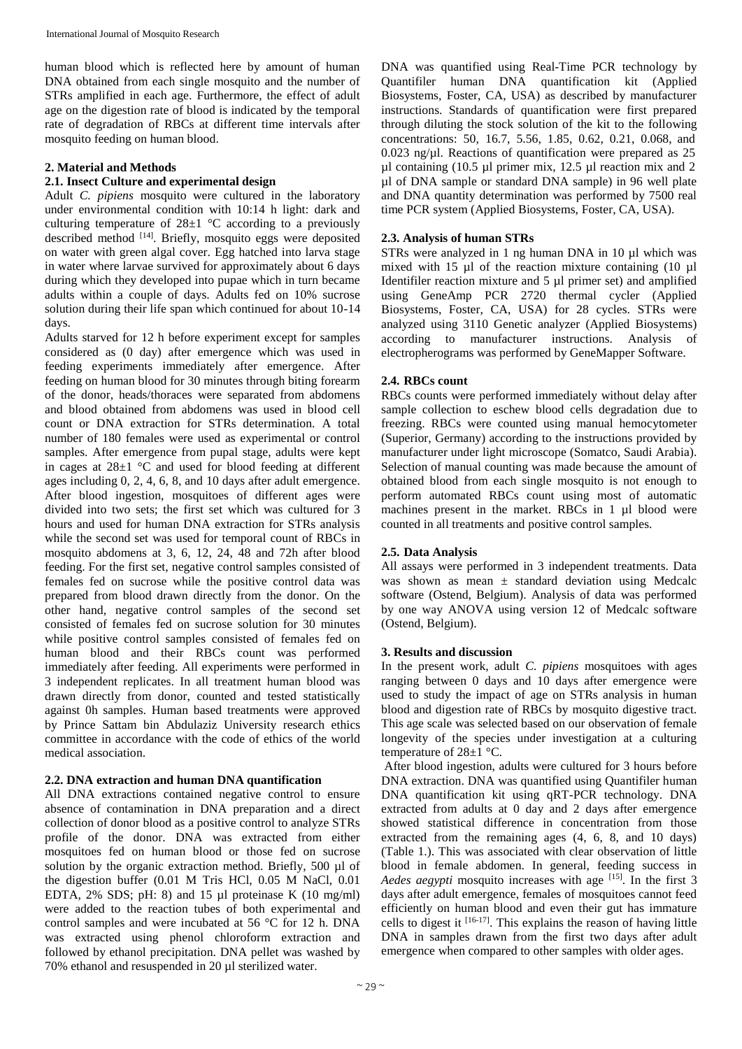human blood which is reflected here by amount of human DNA obtained from each single mosquito and the number of STRs amplified in each age. Furthermore, the effect of adult age on the digestion rate of blood is indicated by the temporal rate of degradation of RBCs at different time intervals after mosquito feeding on human blood.

## 2. Material and Methods

### 2.1. Insect Culture and experimental design

Adult *C. pipiens* mosquito were cultured in the laboratory under environmental condition with 10:14 h light: dark and culturing temperature of 28±1 °C according to a previously described method [14]. Briefly, mosquito eggs were deposited on water with green algal cover. Egg hatched into larva stage in water where larvae survived for approximately about 6 days during which they developed into pupae which in turn became adults within a couple of days. Adults fed on 10% sucrose solution during their life span which continued for about 10-14 days.

Adults starved for 12 h before experiment except for samples considered as (0 day) after emergence which was used in feeding experiments immediately after emergence. After feeding on human blood for 30 minutes through biting forearm of the donor, heads/thoraces were separated from abdomens and blood obtained from abdomens was used in blood cell count or DNA extraction for STRs determination. A total number of 180 females were used as experimental or control samples. After emergence from pupal stage, adults were kept in cages at 28±1 °C and used for blood feeding at different ages including 0, 2, 4, 6, 8, and 10 days after adult emergence. After blood ingestion, mosquitoes of different ages were divided into two sets; the first set which was cultured for 3 hours and used for human DNA extraction for STRs analysis while the second set was used for temporal count of RBCs in mosquito abdomens at 3, 6, 12, 24, 48 and 72h after blood feeding. For the first set, negative control samples consisted of females fed on sucrose while the positive control data was prepared from blood drawn directly from the donor. On the other hand, negative control samples of the second set consisted of females fed on sucrose solution for 30 minutes while positive control samples consisted of females fed on human blood and their RBCs count was performed immediately after feeding. All experiments were performed in 3 independent replicates. In all treatment human blood was drawn directly from donor, counted and tested statistically against 0h samples. Human based treatments were approved by Prince Sattam bin Abdulaziz University research ethics committee in accordance with the code of ethics of the world medical association.

### 2.2. DNA extraction and human DNA quantification

All DNA extractions contained negative control to ensure absence of contamination in DNA preparation and a direct collection of donor blood as a positive control to analyze STRs profile of the donor. DNA was extracted from either mosquitoes fed on human blood or those fed on sucrose solution by the organic extraction method. Briefly, 500 µl of the digestion buffer (0.01 M Tris HCl, 0.05 M NaCl, 0.01 EDTA, 2% SDS; pH: 8) and 15 µl proteinase K (10 mg/ml) were added to the reaction tubes of both experimental and control samples and were incubated at 56 °C for 12 h. DNA was extracted using phenol chloroform extraction and followed by ethanol precipitation. DNA pellet was washed by 70% ethanol and resuspended in 20 µl sterilized water.

DNA was quantified using Real-Time PCR technology by Quantifiler human DNA quantification kit (Applied Biosystems, Foster, CA, USA) as described by manufacturer instructions. Standards of quantification were first prepared through diluting the stock solution of the kit to the following concentrations: 50, 16.7, 5.56, 1.85, 0.62, 0.21, 0.068, and 0.023 ng/µl. Reactions of quantification were prepared as 25 µl containing (10.5 µl primer mix, 12.5 µl reaction mix and 2 µl of DNA sample or standard DNA sample) in 96 well plate and DNA quantity determination was performed by 7500 real time PCR system (Applied Biosystems, Foster, CA, USA).

### 2.3. Analysis of human STRs

STRs were analyzed in 1 ng human DNA in 10 µl which was mixed with 15 µl of the reaction mixture containing (10 µl Identifiler reaction mixture and 5 µl primer set) and amplified using GeneAmp PCR 2720 thermal cycler (Applied Biosystems, Foster, CA, USA) for 28 cycles. STRs were analyzed using 3110 Genetic analyzer (Applied Biosystems) according to manufacturer instructions. Analysis of electropherograms was performed by GeneMapper Software.

### 2.4. RBCs count

RBCs counts were performed immediately without delay after sample collection to eschew blood cells degradation due to freezing. RBCs were counted using manual hemocytometer (Superior, Germany) according to the instructions provided by manufacturer under light microscope (Somatco, Saudi Arabia). Selection of manual counting was made because the amount of obtained blood from each single mosquito is not enough to perform automated RBCs count using most of automatic machines present in the market. RBCs in 1 µl blood were counted in all treatments and positive control samples.

### 2.5. Data Analysis

All assays were performed in 3 independent treatments. Data was shown as mean ± standard deviation using Medcalc software (Ostend, Belgium). Analysis of data was performed by one way ANOVA using version 12 of Medcalc software (Ostend, Belgium).

## 3. Results and discussion

In the present work, adult *C. pipiens* mosquitoes with ages ranging between 0 days and 10 days after emergence were used to study the impact of age on STRs analysis in human blood and digestion rate of RBCs by mosquito digestive tract. This age scale was selected based on our observation of female longevity of the species under investigation at a culturing temperature of 28±1 °C.

After blood ingestion, adults were cultured for 3 hours before DNA extraction. DNA was quantified using Quantifiler human DNA quantification kit using qRT-PCR technology. DNA extracted from adults at 0 day and 2 days after emergence showed statistical difference in concentration from those extracted from the remaining ages (4, 6, 8, and 10 days) (Table 1.). This was associated with clear observation of little blood in female abdomen. In general, feeding success in *Aedes aegypti* mosquito increases with age [15]. In the first 3 days after adult emergence, females of mosquitoes cannot feed efficiently on human blood and even their gut has immature cells to digest it [16-17]. This explains the reason of having little DNA in samples drawn from the first two days after adult emergence when compared to other samples with older ages.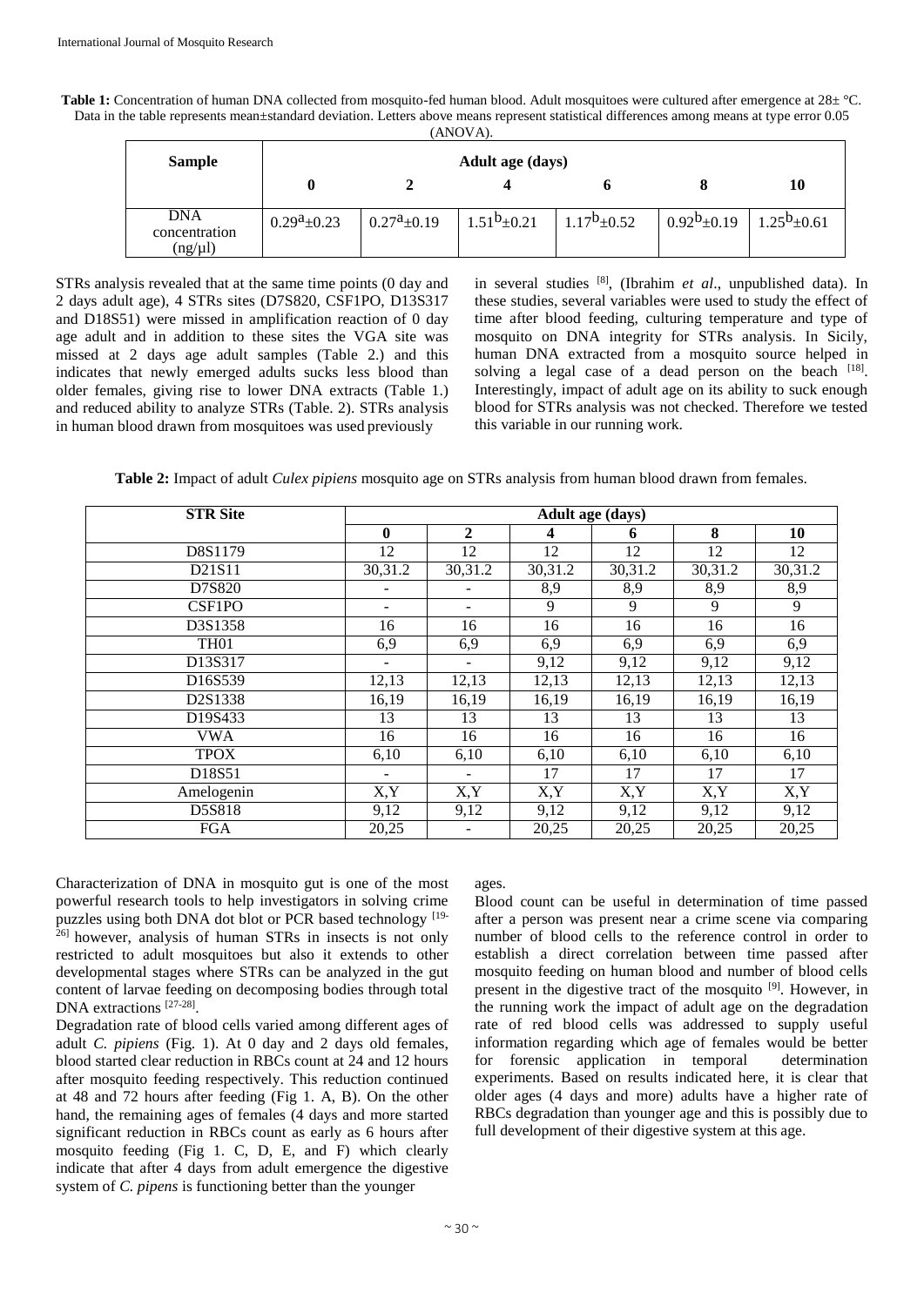**Table 1:** Concentration of human DNA collected from mosquito-fed human blood. Adult mosquitoes were cultured after emergence at 28± °C. Data in the table represents mean±standard deviation. Letters above means represent statistical differences among means at type error 0.05 (ANOVA).

| Sample | Adult age (days) | | | | | |
|---|---|---|---|---|---|---|
| | 0 | 2 | 4 | 6 | 8 | 10 |
| DNA concentration (ng/µl) | $0.29^{a}$±0.23 | $0.27^{a}$±0.19 | $1.51^{b}$±0.21 | $1.17^{b}$±0.52 | $0.92^{b}$±0.19 | $1.25^{b}$±0.61 |

STRs analysis revealed that at the same time points (0 day and 2 days adult age), 4 STRs sites (D7S820, CSF1PO, D13S317 and D18S51) were missed in amplification reaction of 0 day age adult and in addition to these sites the VGA site was missed at 2 days age adult samples (Table 2.) and this indicates that newly emerged adults sucks less blood than older females, giving rise to lower DNA extracts (Table 1.) and reduced ability to analyze STRs (Table. 2). STRs analysis in human blood drawn from mosquitoes was used previously in several studies [8], (Ibrahim *et al*., unpublished data). In these studies, several variables were used to study the effect of time after blood feeding, culturing temperature and type of mosquito on DNA integrity for STRs analysis. In Sicily, human DNA extracted from a mosquito source helped in solving a legal case of a dead person on the beach [18]. Interestingly, impact of adult age on its ability to suck enough blood for STRs analysis was not checked. Therefore we tested this variable in our running work.

**Table 2:** Impact of adult *Culex pipiens* mosquito age on STRs analysis from human blood drawn from females.

| STR Site | Adult age (days) | | | | | |
|---|---|---|---|---|---|---|
| | 0 | 2 | 4 | 6 | 8 | 10 |
| D8S1179 | 12 | 12 | 12 | 12 | 12 | 12 |
| D21S11 | 30,31.2 | 30,31.2 | 30,31.2 | 30,31.2 | 30,31.2 | 30,31.2 |
| D7S820 | - | - | 8,9 | 8,9 | 8,9 | 8,9 |
| CSF1PO | - | - | 9 | 9 | 9 | 9 |
| D3S1358 | 16 | 16 | 16 | 16 | 16 | 16 |
| TH01 | 6,9 | 6,9 | 6,9 | 6,9 | 6,9 | 6,9 |
| D13S317 | - | - | 9,12 | 9,12 | 9,12 | 9,12 |
| D16S539 | 12,13 | 12,13 | 12,13 | 12,13 | 12,13 | 12,13 |
| D2S1338 | 16,19 | 16,19 | 16,19 | 16,19 | 16,19 | 16,19 |
| D19S433 | 13 | 13 | 13 | 13 | 13 | 13 |
| VWA | 16 | 16 | 16 | 16 | 16 | 16 |
| TPOX | 6,10 | 6,10 | 6,10 | 6,10 | 6,10 | 6,10 |
| D18S51 | - | - | 17 | 17 | 17 | 17 |
| Amelogenin | X,Y | X,Y | X,Y | X,Y | X,Y | X,Y |
| D5S818 | 9,12 | 9,12 | 9,12 | 9,12 | 9,12 | 9,12 |
| FGA | 20,25 | - | 20,25 | 20,25 | 20,25 | 20,25 |

Characterization of DNA in mosquito gut is one of the most powerful research tools to help investigators in solving crime puzzles using both DNA dot blot or PCR based technology [19-26] however, analysis of human STRs in insects is not only restricted to adult mosquitoes but also it extends to other developmental stages where STRs can be analyzed in the gut content of larvae feeding on decomposing bodies through total DNA extractions [27-28].

Degradation rate of blood cells varied among different ages of adult *C. pipiens* (Fig. 1). At 0 day and 2 days old females, blood started clear reduction in RBCs count at 24 and 12 hours after mosquito feeding respectively. This reduction continued at 48 and 72 hours after feeding (Fig 1. A, B). On the other hand, the remaining ages of females (4 days and more started significant reduction in RBCs count as early as 6 hours after mosquito feeding (Fig 1. C, D, E, and F) which clearly indicate that after 4 days from adult emergence the digestive system of *C. pipens* is functioning better than the younger ages.

Blood count can be useful in determination of time passed after a person was present near a crime scene via comparing number of blood cells to the reference control in order to establish a direct correlation between time passed after mosquito feeding on human blood and number of blood cells present in the digestive tract of the mosquito [9]. However, in the running work the impact of adult age on the degradation rate of red blood cells was addressed to supply useful information regarding which age of females would be better for forensic application in temporal determination experiments. Based on results indicated here, it is clear that older ages (4 days and more) adults have a higher rate of RBCs degradation than younger age and this is possibly due to full development of their digestive system at this age.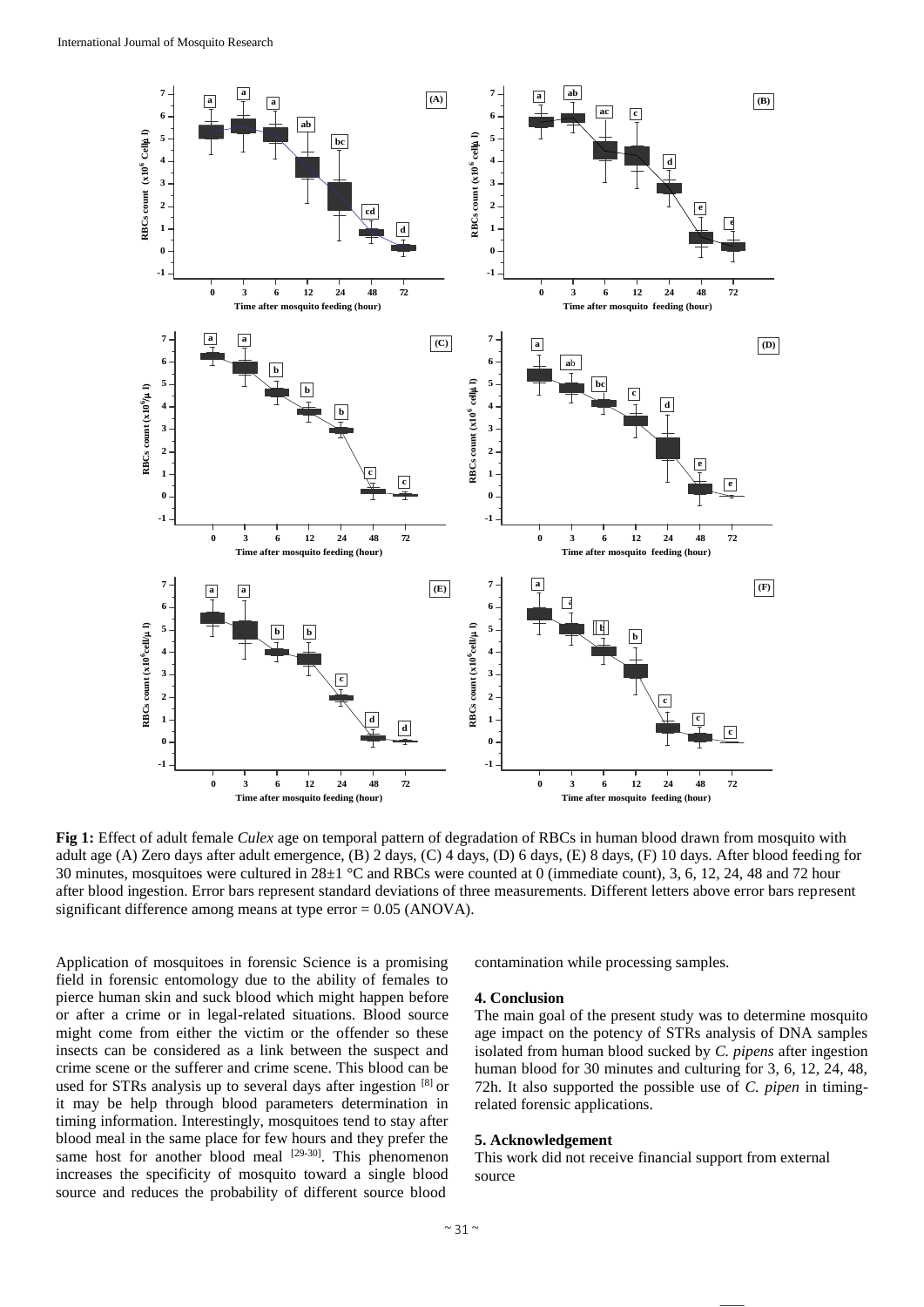**Fig 1:** Effect of adult female *Culex* age on temporal pattern of degradation of RBCs in human blood drawn from mosquito with adult age (A) Zero days after adult emergence, (B) 2 days, (C) 4 days, (D) 6 days, (E) 8 days, (F) 10 days. After blood feeding for 30 minutes, mosquitoes were cultured in 28±1 °C and RBCs were counted at 0 (immediate count), 3, 6, 12, 24, 48 and 72 hour after blood ingestion. Error bars represent standard deviations of three measurements. Different letters above error bars represent significant difference among means at type error = 0.05 (ANOVA).

Application of mosquitoes in forensic Science is a promising field in forensic entomology due to the ability of females to pierce human skin and suck blood which might happen before or after a crime or in legal-related situations. Blood source might come from either the victim or the offender so these insects can be considered as a link between the suspect and crime scene or the sufferer and crime scene. This blood can be used for STRs analysis up to several days after ingestion [8] or it may be help through blood parameters determination in timing information. Interestingly, mosquitoes tend to stay after blood meal in the same place for few hours and they prefer the same host for another blood meal [29-30]. This phenomenon increases the specificity of mosquito toward a single blood source and reduces the probability of different source blood contamination while processing samples.

## 4. Conclusion

The main goal of the present study was to determine mosquito age impact on the potency of STRs analysis of DNA samples isolated from human blood sucked by *C. pipens* after ingestion human blood for 30 minutes and culturing for 3, 6, 12, 24, 48, 72h. It also supported the possible use of *C. pipen* in timing-related forensic applications.

## 5. Acknowledgement

This work did not receive financial support from external source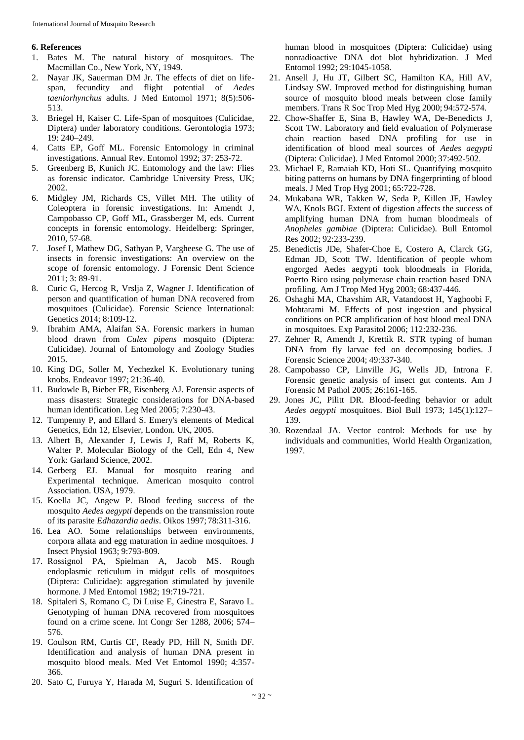### 6. References

1. Bates M. The natural history of mosquitoes. The Macmillan Co., New York, NY, 1949.
2. Nayar JK, Sauerman DM Jr. The effects of diet on life-span, fecundity and flight potential of *Aedes taeniorhynchus* adults. J Med Entomol 1971; 8(5):506-513.
3. Briegel H, Kaiser C. Life-Span of mosquitoes (Culicidae, Diptera) under laboratory conditions. Gerontologia 1973; 19: 240–249.
4. Catts EP, Goff ML. Forensic Entomology in criminal investigations. Annual Rev. Entomol 1992; 37: 253-72.
5. Greenberg B, Kunich JC. Entomology and the law: Flies as forensic indicator. Cambridge University Press, UK; 2002.
6. Midgley JM, Richards CS, Villet MH. The utility of Coleoptera in forensic investigations. In: Amendt J, Campobasso CP, Goff ML, Grassberger M, eds. Current concepts in forensic entomology. Heidelberg: Springer, 2010, 57-68.
7. Josef I, Mathew DG, Sathyan P, Vargheese G. The use of insects in forensic investigations: An overview on the scope of forensic entomology. J Forensic Dent Science 2011; 3: 89-91.
8. Curic G, Hercog R, Vrslja Z, Wagner J. Identification of person and quantification of human DNA recovered from mosquitoes (Culicidae). Forensic Science International: Genetics 2014; 8:109-12.
9. Ibrahim AMA, Alaifan SA. Forensic markers in human blood drawn from *Culex pipens* mosquito (Diptera: Culicidae). Journal of Entomology and Zoology Studies 2015.
10. King DG, Soller M, Yechezkel K. Evolutionary tuning knobs. Endeavor 1997; 21:36-40.
11. Budowle B, Bieber FR, Eisenberg AJ. Forensic aspects of mass disasters: Strategic considerations for DNA-based human identification. Leg Med 2005; 7:230-43.
12. Tumpenny P, and Ellard S. Emery's elements of Medical Genetics, Edn 12, Elsevier, London. UK, 2005.
13. Albert B, Alexander J, Lewis J, Raff M, Roberts K, Walter P. Molecular Biology of the Cell, Edn 4, New York: Garland Science, 2002.
14. Gerberg EJ. Manual for mosquito rearing and Experimental technique. American mosquito control Association. USA, 1979.
15. Koella JC, Angew P. Blood feeding success of the mosquito *Aedes aegypti* depends on the transmission route of its parasite *Edhazardia aedis*. Oikos 1997; 78:311-316.
16. Lea AO. Some relationships between environments, corpora allata and egg maturation in aedine mosquitoes. J Insect Physiol 1963; 9:793-809.
17. Rossignol PA, Spielman A, Jacob MS. Rough endoplasmic reticulum in midgut cells of mosquitoes (Diptera: Culicidae): aggregation stimulated by juvenile hormone. J Med Entomol 1982; 19:719-721.
18. Spitaleri S, Romano C, Di Luise E, Ginestra E, Saravo L. Genotyping of human DNA recovered from mosquitoes found on a crime scene. Int Congr Ser 1288, 2006; 574–576.
19. Coulson RM, Curtis CF, Ready PD, Hill N, Smith DF. Identification and analysis of human DNA present in mosquito blood meals. Med Vet Entomol 1990; 4:357-366.
20. Sato C, Furuya Y, Harada M, Suguri S. Identification of human blood in mosquitoes (Diptera: Culicidae) using nonradioactive DNA dot blot hybridization. J Med Entomol 1992; 29:1045-1058.
21. Ansell J, Hu JT, Gilbert SC, Hamilton KA, Hill AV, Lindsay SW. Improved method for distinguishing human source of mosquito blood meals between close family members. Trans R Soc Trop Med Hyg 2000; 94:572-574.
22. Chow-Shaffer E, Sina B, Hawley WA, De-Benedicts J, Scott TW. Laboratory and field evaluation of Polymerase chain reaction based DNA profiling for use in identification of blood meal sources of *Aedes aegypti* (Diptera: Culicidae). J Med Entomol 2000; 37:492-502.
23. Michael E, Ramaiah KD, Hoti SL. Quantifying mosquito biting patterns on humans by DNA fingerprinting of blood meals. J Med Trop Hyg 2001; 65:722-728.
24. Mukabana WR, Takken W, Seda P, Killen JF, Hawley WA, Knols BGJ. Extent of digestion affects the success of amplifying human DNA from human bloodmeals of *Anopheles gambiae* (Diptera: Culicidae). Bull Entomol Res 2002; 92:233-239.
25. Benedictis JDe, Shafer-Choe E, Costero A, Clarck GG, Edman JD, Scott TW. Identification of people whom engorged Aedes aegypti took bloodmeals in Florida, Poerto Rico using polymerase chain reaction based DNA profiling. Am J Trop Med Hyg 2003; 68:437-446.
26. Oshaghi MA, Chavshim AR, Vatandoost H, Yaghoobi F, Mohtarami M. Effects of post ingestion and physical conditions on PCR amplification of host blood meal DNA in mosquitoes. Exp Parasitol 2006; 112:232-236.
27. Zehner R, Amendt J, Krettik R. STR typing of human DNA from fly larvae fed on decomposing bodies. J Forensic Science 2004; 49:337-340.
28. Campobasso CP, Linville JG, Wells JD, Introna F. Forensic genetic analysis of insect gut contents. Am J Forensic M Pathol 2005; 26:161-165.
29. Jones JC, Pilitt DR. Blood-feeding behavior or adult *Aedes aegypti* mosquitoes. Biol Bull 1973; 145(1):127–139.
30. Rozendaal JA. Vector control: Methods for use by individuals and communities, World Health Organization, 1997.